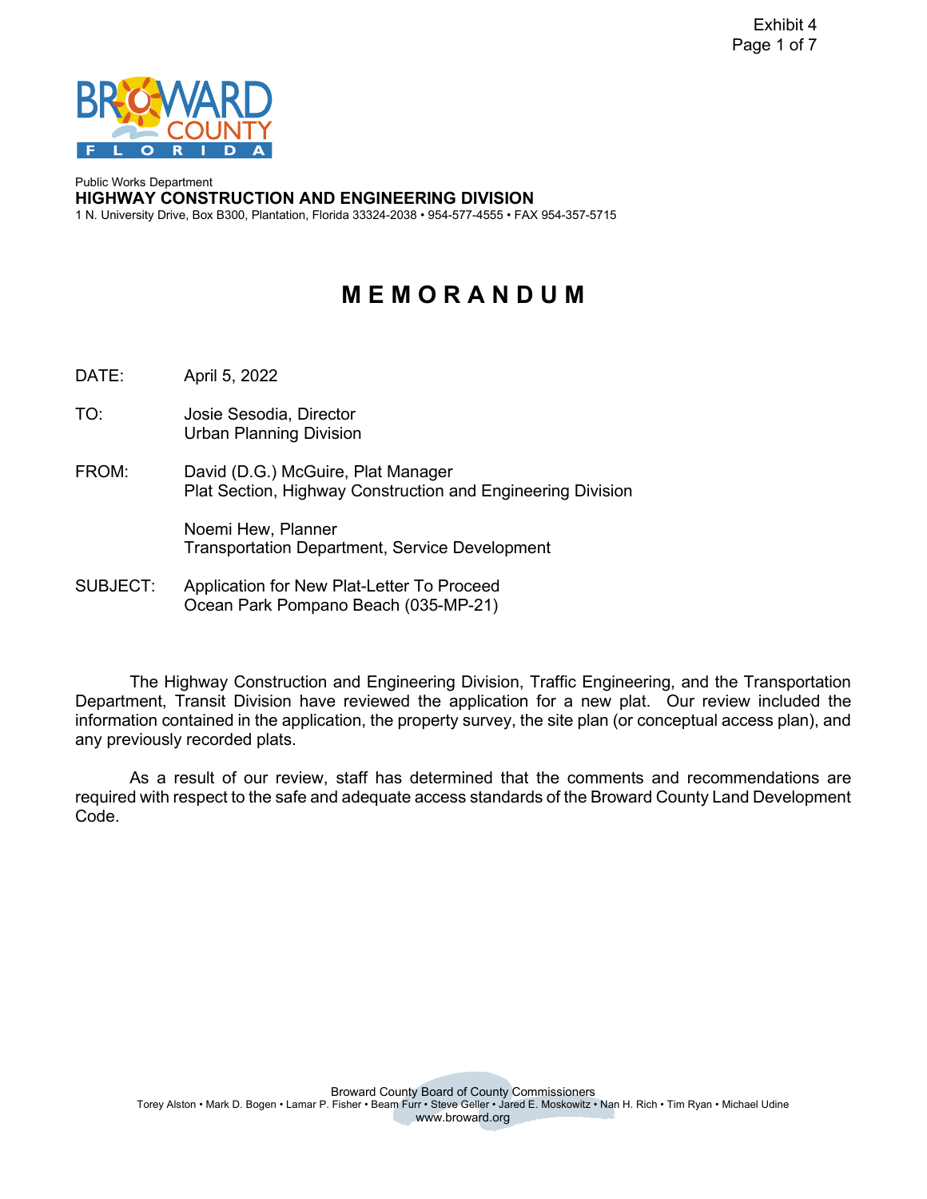Exhibit 4

Public Works Department
**HIGHWAY CONSTRUCTION AND ENGINEERING DIVISION**
1 N. University Drive, Box B300, Plantation, Florida 33324-2038 • 954-577-4555 • FAX 954-357-5715

# MEMORANDUM

DATE: April 5, 2022

TO: Josie Sesodia, Director
Urban Planning Division

FROM: David (D.G.) McGuire, Plat Manager
Plat Section, Highway Construction and Engineering Division

Noemi Hew, Planner
Transportation Department, Service Development

SUBJECT: Application for New Plat-Letter To Proceed
Ocean Park Pompano Beach (035-MP-21)

The Highway Construction and Engineering Division, Traffic Engineering, and the Transportation Department, Transit Division have reviewed the application for a new plat. Our review included the information contained in the application, the property survey, the site plan (or conceptual access plan), and any previously recorded plats.

As a result of our review, staff has determined that the comments and recommendations are required with respect to the safe and adequate access standards of the Broward County Land Development Code.

Broward County Board of County Commissioners
Torey Alston • Mark D. Bogen • Lamar P. Fisher • Beam Furr • Steve Geller • Jared E. Moskowitz • Nan H. Rich • Tim Ryan • Michael Udine
www.broward.org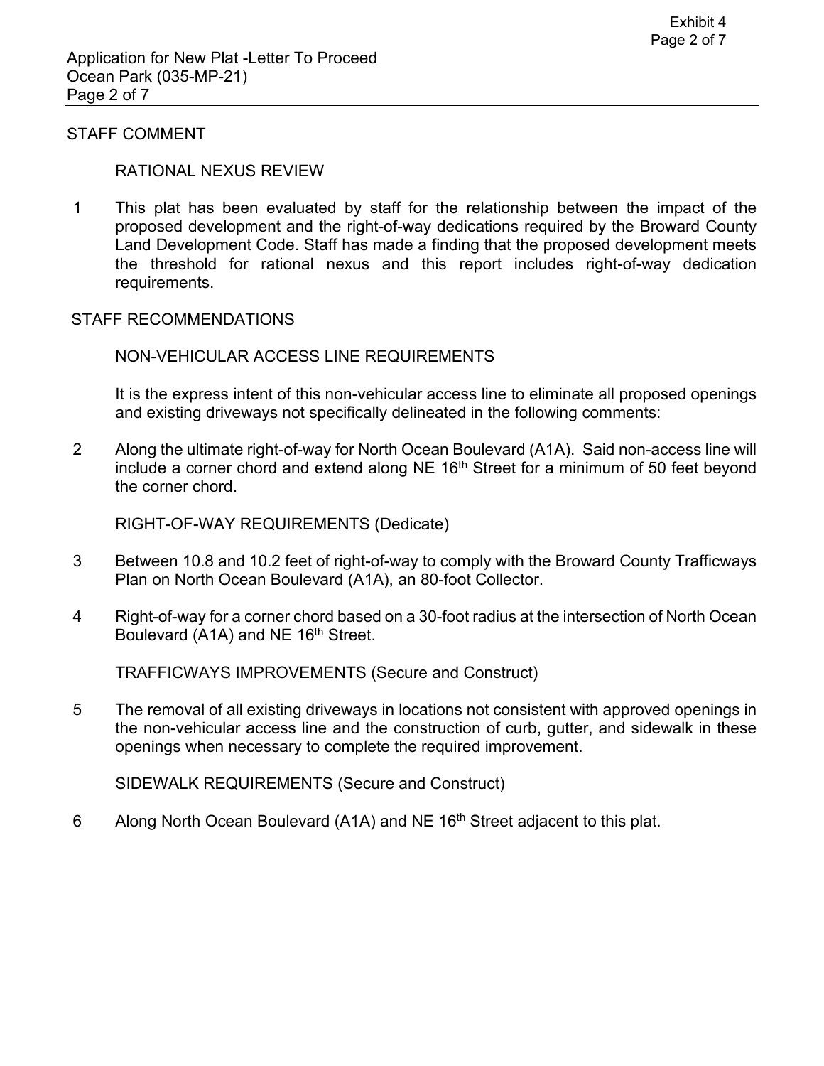STAFF COMMENT

RATIONAL NEXUS REVIEW

1 This plat has been evaluated by staff for the relationship between the impact of the proposed development and the right-of-way dedications required by the Broward County Land Development Code. Staff has made a finding that the proposed development meets the threshold for rational nexus and this report includes right-of-way dedication requirements.

STAFF RECOMMENDATIONS

NON-VEHICULAR ACCESS LINE REQUIREMENTS

It is the express intent of this non-vehicular access line to eliminate all proposed openings and existing driveways not specifically delineated in the following comments:

2 Along the ultimate right-of-way for North Ocean Boulevard (A1A). Said non-access line will include a corner chord and extend along NE 16th Street for a minimum of 50 feet beyond the corner chord.

RIGHT-OF-WAY REQUIREMENTS (Dedicate)

3 Between 10.8 and 10.2 feet of right-of-way to comply with the Broward County Trafficways Plan on North Ocean Boulevard (A1A), an 80-foot Collector.

4 Right-of-way for a corner chord based on a 30-foot radius at the intersection of North Ocean Boulevard (A1A) and NE 16th Street.

TRAFFICWAYS IMPROVEMENTS (Secure and Construct)

5 The removal of all existing driveways in locations not consistent with approved openings in the non-vehicular access line and the construction of curb, gutter, and sidewalk in these openings when necessary to complete the required improvement.

SIDEWALK REQUIREMENTS (Secure and Construct)

6 Along North Ocean Boulevard (A1A) and NE 16th Street adjacent to this plat.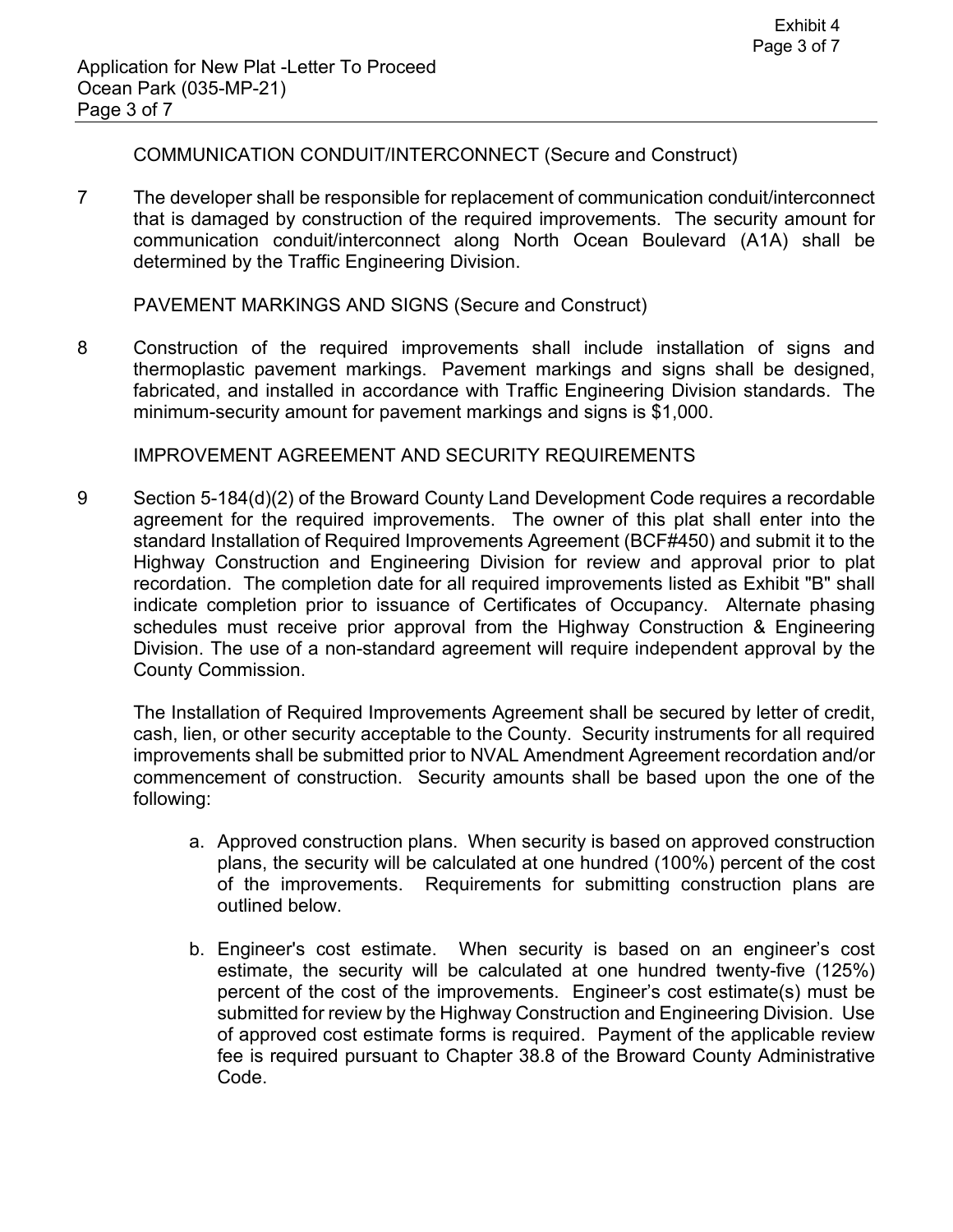COMMUNICATION CONDUIT/INTERCONNECT (Secure and Construct)

7 The developer shall be responsible for replacement of communication conduit/interconnect that is damaged by construction of the required improvements. The security amount for communication conduit/interconnect along North Ocean Boulevard (A1A) shall be determined by the Traffic Engineering Division.

PAVEMENT MARKINGS AND SIGNS (Secure and Construct)

8 Construction of the required improvements shall include installation of signs and thermoplastic pavement markings. Pavement markings and signs shall be designed, fabricated, and installed in accordance with Traffic Engineering Division standards. The minimum-security amount for pavement markings and signs is $1,000.

IMPROVEMENT AGREEMENT AND SECURITY REQUIREMENTS

9 Section 5-184(d)(2) of the Broward County Land Development Code requires a recordable agreement for the required improvements. The owner of this plat shall enter into the standard Installation of Required Improvements Agreement (BCF#450) and submit it to the Highway Construction and Engineering Division for review and approval prior to plat recordation. The completion date for all required improvements listed as Exhibit "B" shall indicate completion prior to issuance of Certificates of Occupancy. Alternate phasing schedules must receive prior approval from the Highway Construction & Engineering Division. The use of a non-standard agreement will require independent approval by the County Commission.

The Installation of Required Improvements Agreement shall be secured by letter of credit, cash, lien, or other security acceptable to the County. Security instruments for all required improvements shall be submitted prior to NVAL Amendment Agreement recordation and/or commencement of construction. Security amounts shall be based upon the one of the following:

a. Approved construction plans. When security is based on approved construction plans, the security will be calculated at one hundred (100%) percent of the cost of the improvements. Requirements for submitting construction plans are outlined below.

b. Engineer's cost estimate. When security is based on an engineer's cost estimate, the security will be calculated at one hundred twenty-five (125%) percent of the cost of the improvements. Engineer's cost estimate(s) must be submitted for review by the Highway Construction and Engineering Division. Use of approved cost estimate forms is required. Payment of the applicable review fee is required pursuant to Chapter 38.8 of the Broward County Administrative Code.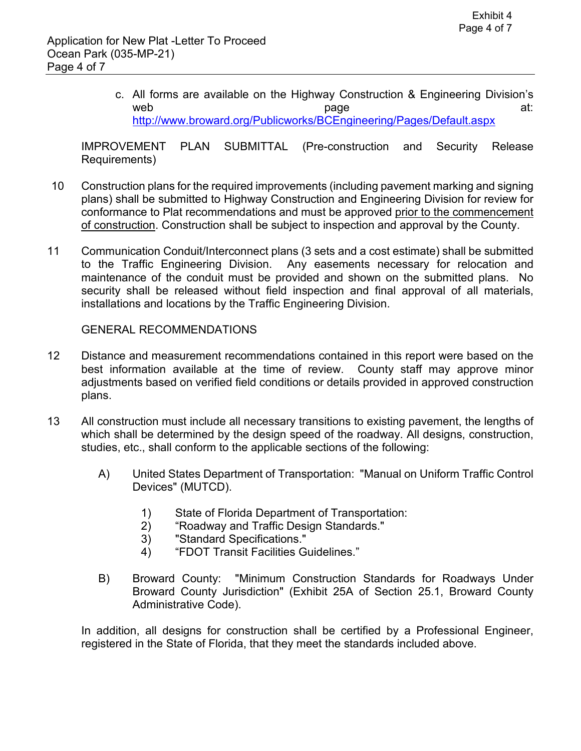c. All forms are available on the Highway Construction & Engineering Division's web page at: http://www.broward.org/Publicworks/BCEngineering/Pages/Default.aspx

IMPROVEMENT PLAN SUBMITTAL (Pre-construction and Security Release Requirements)

10 Construction plans for the required improvements (including pavement marking and signing plans) shall be submitted to Highway Construction and Engineering Division for review for conformance to Plat recommendations and must be approved <u>prior to the commencement of construction</u>. Construction shall be subject to inspection and approval by the County.

11 Communication Conduit/Interconnect plans (3 sets and a cost estimate) shall be submitted to the Traffic Engineering Division. Any easements necessary for relocation and maintenance of the conduit must be provided and shown on the submitted plans. No security shall be released without field inspection and final approval of all materials, installations and locations by the Traffic Engineering Division.

GENERAL RECOMMENDATIONS

12 Distance and measurement recommendations contained in this report were based on the best information available at the time of review. County staff may approve minor adjustments based on verified field conditions or details provided in approved construction plans.

13 All construction must include all necessary transitions to existing pavement, the lengths of which shall be determined by the design speed of the roadway. All designs, construction, studies, etc., shall conform to the applicable sections of the following:

A) United States Department of Transportation: "Manual on Uniform Traffic Control Devices" (MUTCD).

1) State of Florida Department of Transportation:
2) "Roadway and Traffic Design Standards."
3) "Standard Specifications."
4) "FDOT Transit Facilities Guidelines."

B) Broward County: "Minimum Construction Standards for Roadways Under Broward County Jurisdiction" (Exhibit 25A of Section 25.1, Broward County Administrative Code).

In addition, all designs for construction shall be certified by a Professional Engineer, registered in the State of Florida, that they meet the standards included above.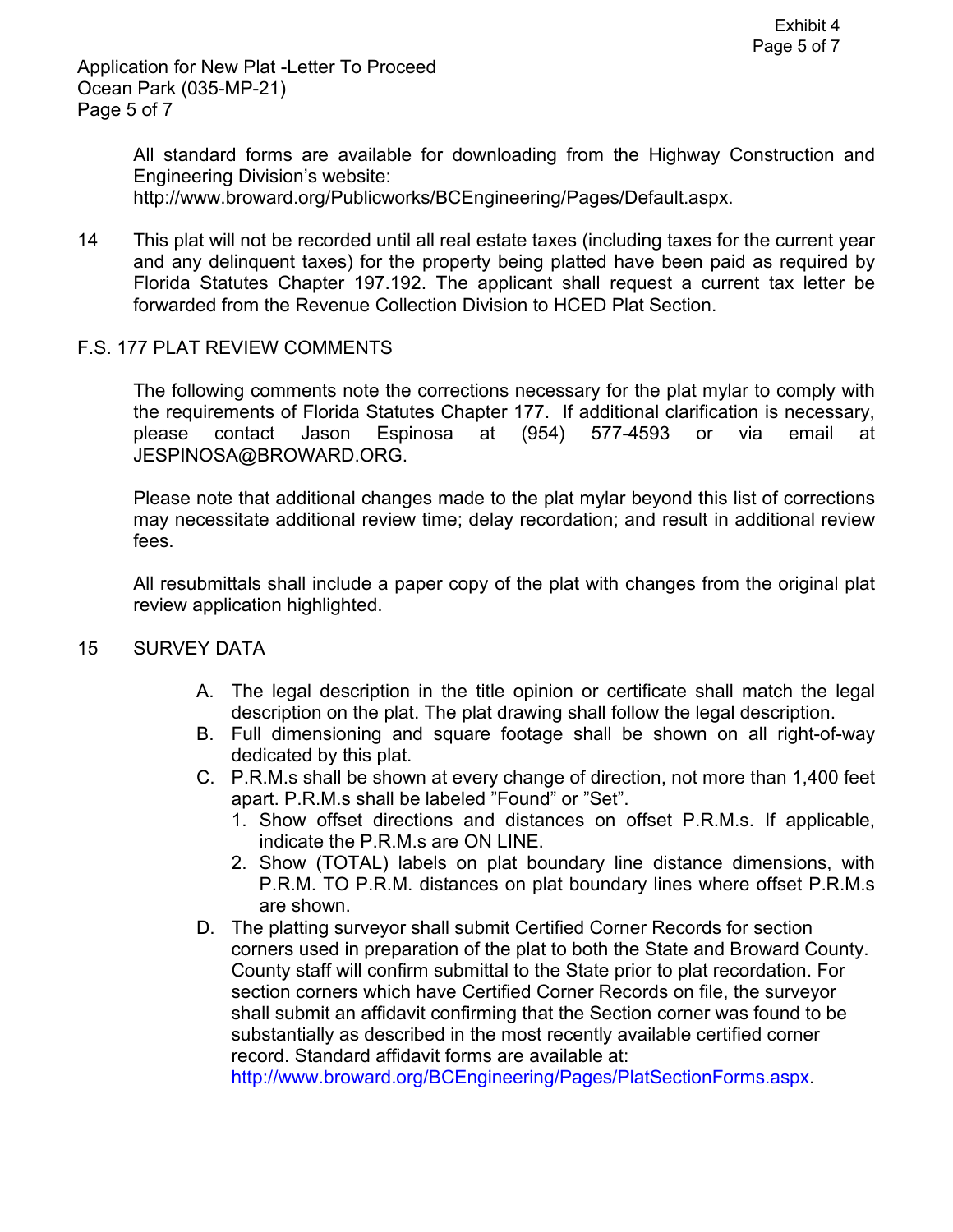All standard forms are available for downloading from the Highway Construction and Engineering Division's website: http://www.broward.org/Publicworks/BCEngineering/Pages/Default.aspx.

14 This plat will not be recorded until all real estate taxes (including taxes for the current year and any delinquent taxes) for the property being platted have been paid as required by Florida Statutes Chapter 197.192. The applicant shall request a current tax letter be forwarded from the Revenue Collection Division to HCED Plat Section.

## F.S. 177 PLAT REVIEW COMMENTS

The following comments note the corrections necessary for the plat mylar to comply with the requirements of Florida Statutes Chapter 177. If additional clarification is necessary, please contact Jason Espinosa at (954) 577-4593 or via email at JESPINOSA@BROWARD.ORG.

Please note that additional changes made to the plat mylar beyond this list of corrections may necessitate additional review time; delay recordation; and result in additional review fees.

All resubmittals shall include a paper copy of the plat with changes from the original plat review application highlighted.

15 SURVEY DATA

A. The legal description in the title opinion or certificate shall match the legal description on the plat. The plat drawing shall follow the legal description.

B. Full dimensioning and square footage shall be shown on all right-of-way dedicated by this plat.

C. P.R.M.s shall be shown at every change of direction, not more than 1,400 feet apart. P.R.M.s shall be labeled "Found" or "Set".
   1. Show offset directions and distances on offset P.R.M.s. If applicable, indicate the P.R.M.s are ON LINE.
   2. Show (TOTAL) labels on plat boundary line distance dimensions, with P.R.M. TO P.R.M. distances on plat boundary lines where offset P.R.M.s are shown.

D. The platting surveyor shall submit Certified Corner Records for section corners used in preparation of the plat to both the State and Broward County. County staff will confirm submittal to the State prior to plat recordation. For section corners which have Certified Corner Records on file, the surveyor shall submit an affidavit confirming that the Section corner was found to be substantially as described in the most recently available certified corner record. Standard affidavit forms are available at: http://www.broward.org/BCEngineering/Pages/PlatSectionForms.aspx.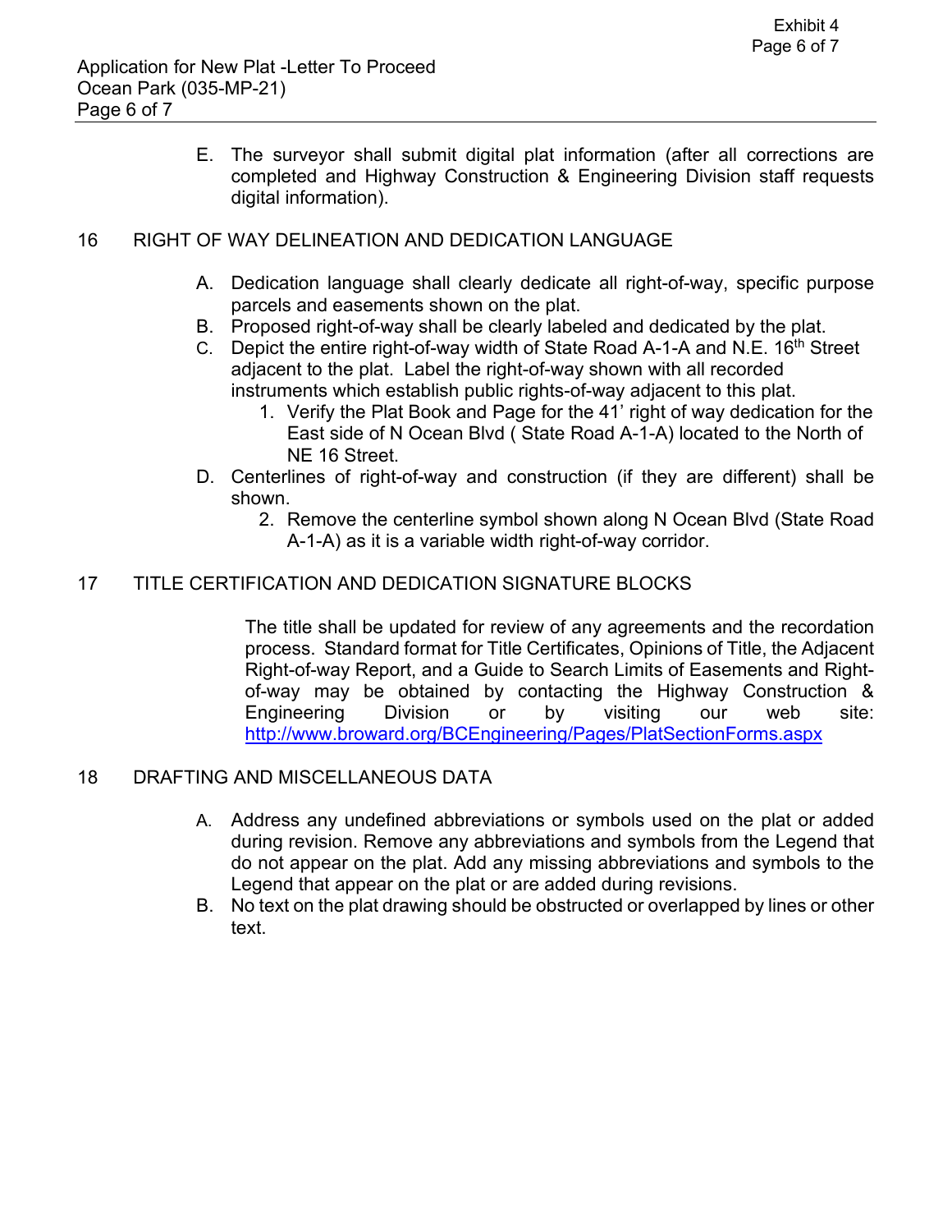E. The surveyor shall submit digital plat information (after all corrections are completed and Highway Construction & Engineering Division staff requests digital information).

## 16 RIGHT OF WAY DELINEATION AND DEDICATION LANGUAGE

A. Dedication language shall clearly dedicate all right-of-way, specific purpose parcels and easements shown on the plat.

B. Proposed right-of-way shall be clearly labeled and dedicated by the plat.

C. Depict the entire right-of-way width of State Road A-1-A and N.E. 16th Street adjacent to the plat. Label the right-of-way shown with all recorded instruments which establish public rights-of-way adjacent to this plat.

   1. Verify the Plat Book and Page for the 41' right of way dedication for the East side of N Ocean Blvd ( State Road A-1-A) located to the North of NE 16 Street.

D. Centerlines of right-of-way and construction (if they are different) shall be shown.

   2. Remove the centerline symbol shown along N Ocean Blvd (State Road A-1-A) as it is a variable width right-of-way corridor.

## 17 TITLE CERTIFICATION AND DEDICATION SIGNATURE BLOCKS

The title shall be updated for review of any agreements and the recordation process. Standard format for Title Certificates, Opinions of Title, the Adjacent Right-of-way Report, and a Guide to Search Limits of Easements and Right-of-way may be obtained by contacting the Highway Construction & Engineering Division or by visiting our web site: http://www.broward.org/BCEngineering/Pages/PlatSectionForms.aspx

## 18 DRAFTING AND MISCELLANEOUS DATA

A. Address any undefined abbreviations or symbols used on the plat or added during revision. Remove any abbreviations and symbols from the Legend that do not appear on the plat. Add any missing abbreviations and symbols to the Legend that appear on the plat or are added during revisions.

B. No text on the plat drawing should be obstructed or overlapped by lines or other text.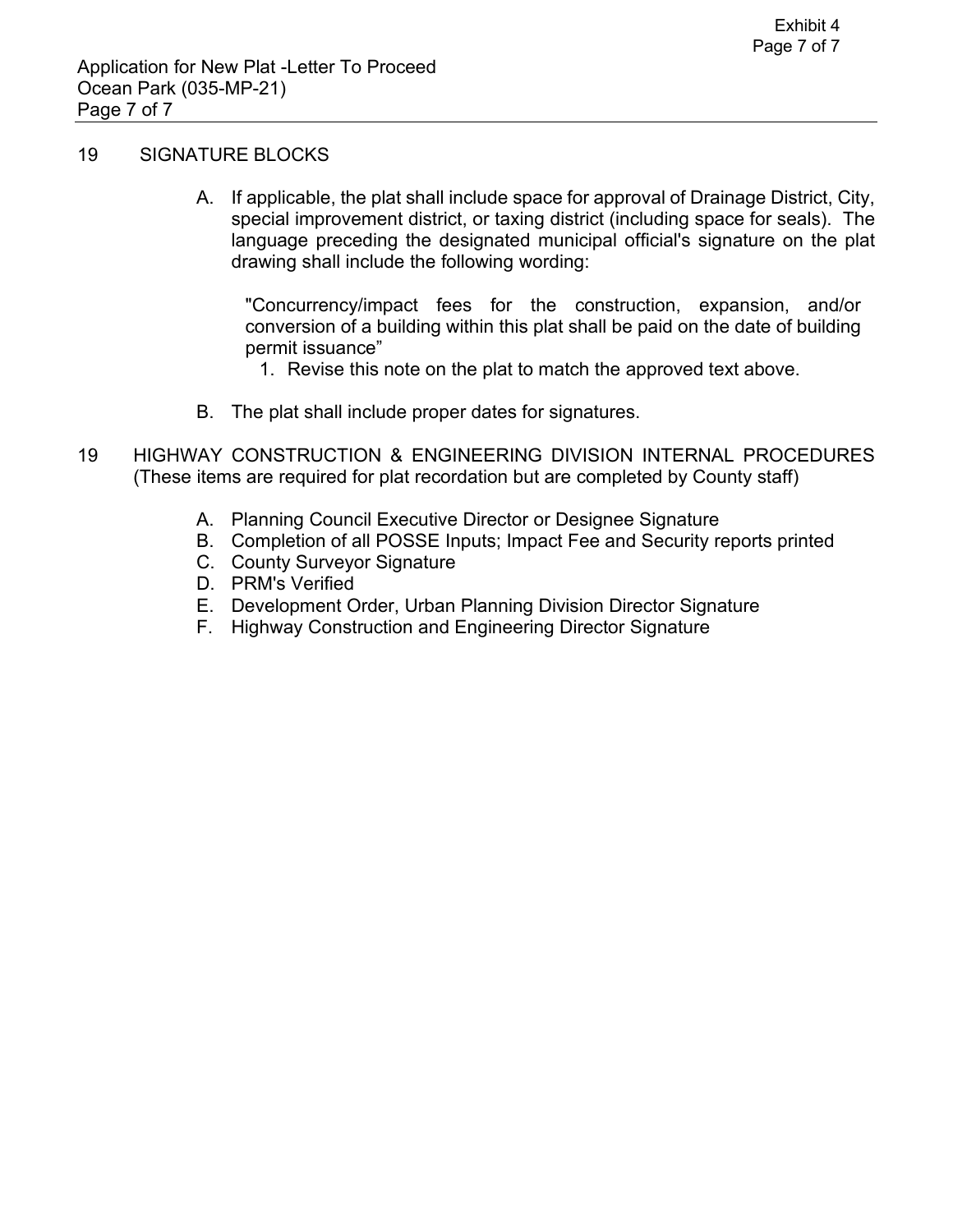19 SIGNATURE BLOCKS

A. If applicable, the plat shall include space for approval of Drainage District, City, special improvement district, or taxing district (including space for seals). The language preceding the designated municipal official's signature on the plat drawing shall include the following wording:

"Concurrency/impact fees for the construction, expansion, and/or conversion of a building within this plat shall be paid on the date of building permit issuance"

1. Revise this note on the plat to match the approved text above.

B. The plat shall include proper dates for signatures.

19 HIGHWAY CONSTRUCTION & ENGINEERING DIVISION INTERNAL PROCEDURES (These items are required for plat recordation but are completed by County staff)

A. Planning Council Executive Director or Designee Signature
B. Completion of all POSSE Inputs; Impact Fee and Security reports printed
C. County Surveyor Signature
D. PRM's Verified
E. Development Order, Urban Planning Division Director Signature
F. Highway Construction and Engineering Director Signature